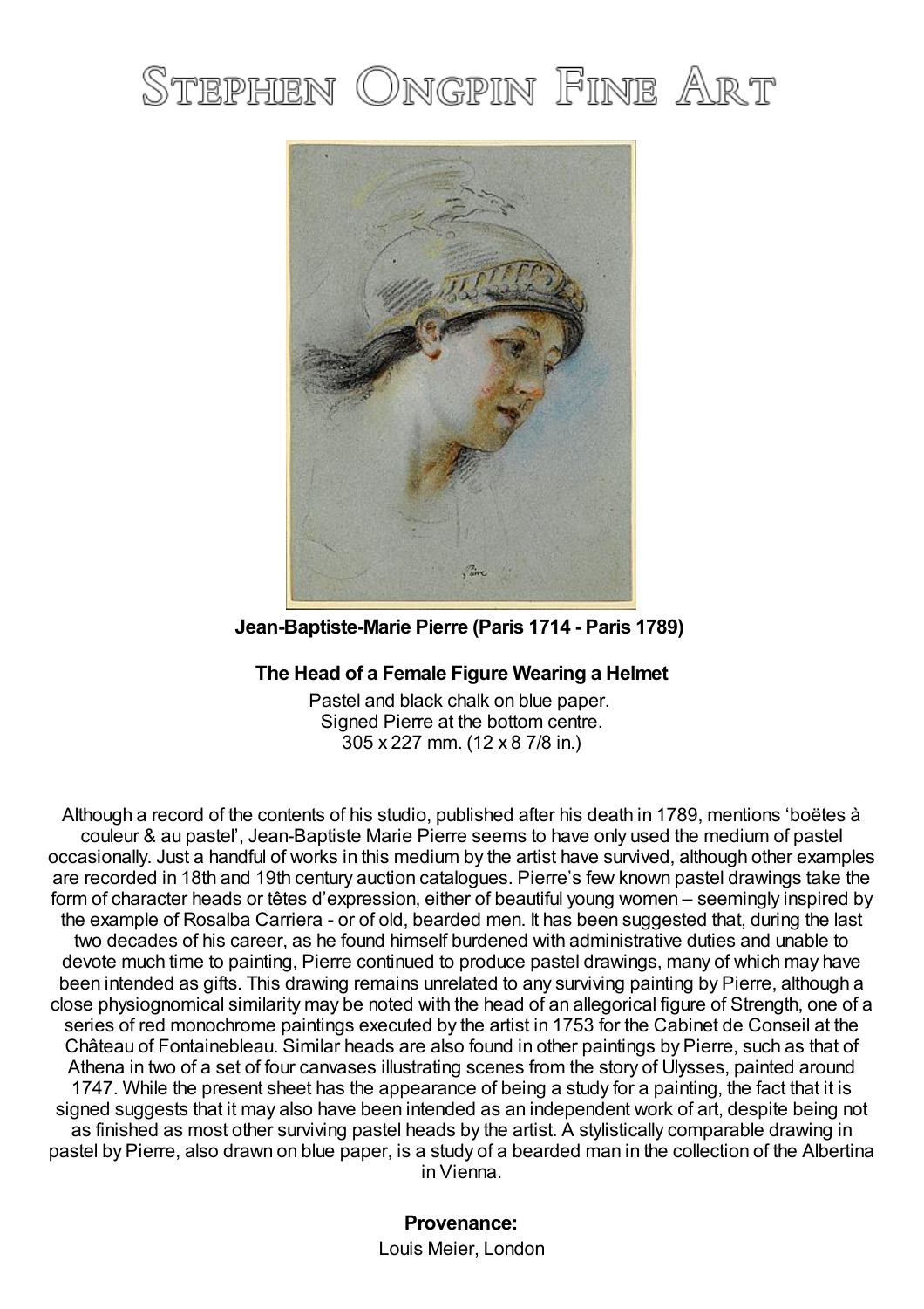# Stephen Ongpin Fine Art

**Jean-Baptiste-Marie Pierre (Paris 1714 - Paris 1789)**

**The Head of a Female Figure Wearing a Helmet**

Pastel and black chalk on blue paper.
Signed Pierre at the bottom centre.
305 x 227 mm. (12 x 8 7/8 in.)

Although a record of the contents of his studio, published after his death in 1789, mentions 'boëtes à couleur & au pastel', Jean-Baptiste Marie Pierre seems to have only used the medium of pastel occasionally. Just a handful of works in this medium by the artist have survived, although other examples are recorded in 18th and 19th century auction catalogues. Pierre's few known pastel drawings take the form of character heads or têtes d'expression, either of beautiful young women – seemingly inspired by the example of Rosalba Carriera - or of old, bearded men. It has been suggested that, during the last two decades of his career, as he found himself burdened with administrative duties and unable to devote much time to painting, Pierre continued to produce pastel drawings, many of which may have been intended as gifts. This drawing remains unrelated to any surviving painting by Pierre, although a close physiognomical similarity may be noted with the head of an allegorical figure of Strength, one of a series of red monochrome paintings executed by the artist in 1753 for the Cabinet de Conseil at the Château of Fontainebleau. Similar heads are also found in other paintings by Pierre, such as that of Athena in two of a set of four canvases illustrating scenes from the story of Ulysses, painted around 1747. While the present sheet has the appearance of being a study for a painting, the fact that it is signed suggests that it may also have been intended as an independent work of art, despite being not as finished as most other surviving pastel heads by the artist. A stylistically comparable drawing in pastel by Pierre, also drawn on blue paper, is a study of a bearded man in the collection of the Albertina in Vienna.

**Provenance:**

Louis Meier, London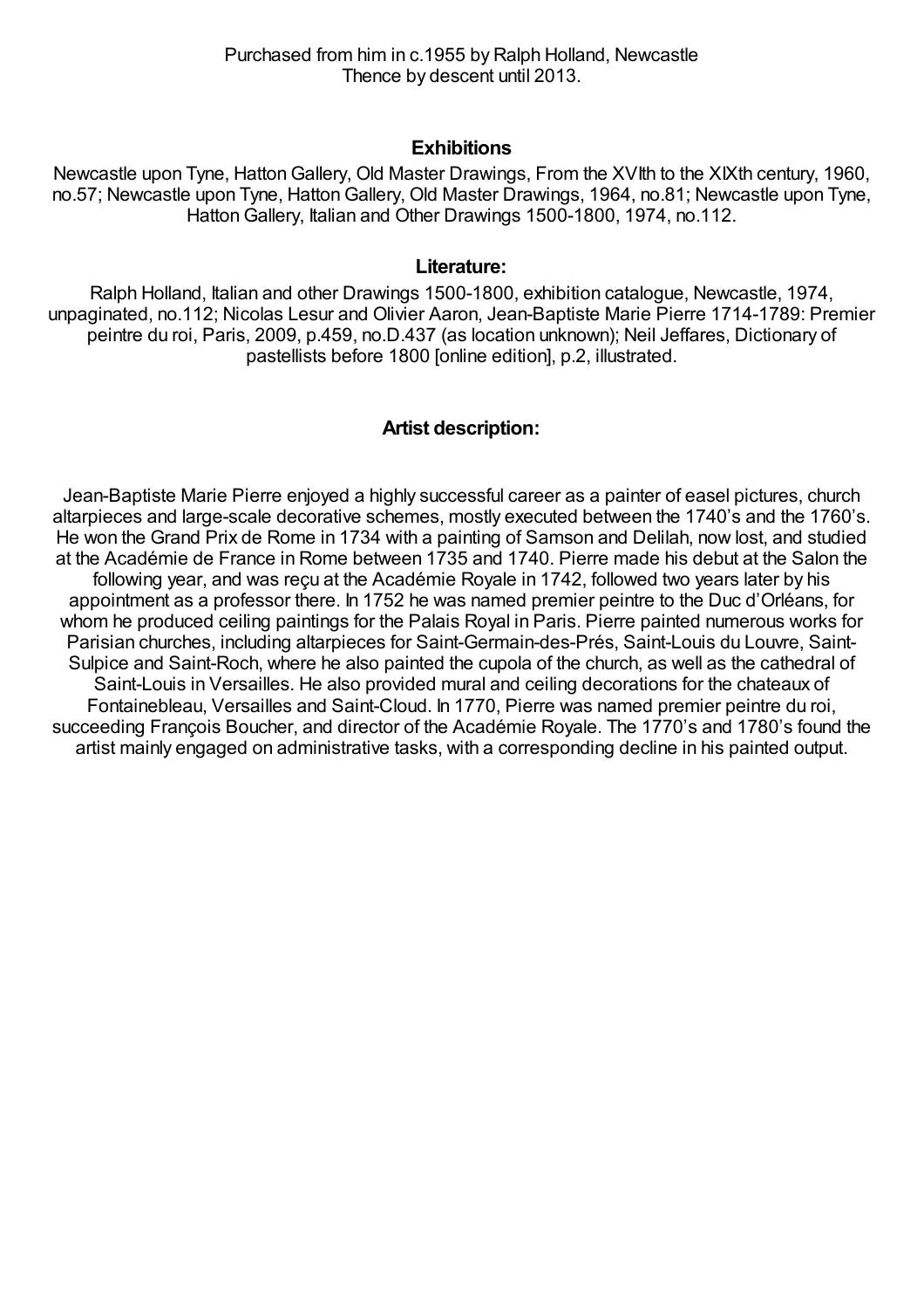Purchased from him in c.1955 by Ralph Holland, Newcastle
Thence by descent until 2013.

## Exhibitions

Newcastle upon Tyne, Hatton Gallery, Old Master Drawings, From the XVIth to the XIXth century, 1960, no.57; Newcastle upon Tyne, Hatton Gallery, Old Master Drawings, 1964, no.81; Newcastle upon Tyne, Hatton Gallery, Italian and Other Drawings 1500-1800, 1974, no.112.

## Literature:

Ralph Holland, Italian and other Drawings 1500-1800, exhibition catalogue, Newcastle, 1974, unpaginated, no.112; Nicolas Lesur and Olivier Aaron, Jean-Baptiste Marie Pierre 1714-1789: Premier peintre du roi, Paris, 2009, p.459, no.D.437 (as location unknown); Neil Jeffares, Dictionary of pastellists before 1800 [online edition], p.2, illustrated.

## Artist description:

Jean-Baptiste Marie Pierre enjoyed a highly successful career as a painter of easel pictures, church altarpieces and large-scale decorative schemes, mostly executed between the 1740's and the 1760's. He won the Grand Prix de Rome in 1734 with a painting of Samson and Delilah, now lost, and studied at the Académie de France in Rome between 1735 and 1740. Pierre made his debut at the Salon the following year, and was reçu at the Académie Royale in 1742, followed two years later by his appointment as a professor there. In 1752 he was named premier peintre to the Duc d'Orléans, for whom he produced ceiling paintings for the Palais Royal in Paris. Pierre painted numerous works for Parisian churches, including altarpieces for Saint-Germain-des-Prés, Saint-Louis du Louvre, Saint-Sulpice and Saint-Roch, where he also painted the cupola of the church, as well as the cathedral of Saint-Louis in Versailles. He also provided mural and ceiling decorations for the chateaux of Fontainebleau, Versailles and Saint-Cloud. In 1770, Pierre was named premier peintre du roi, succeeding François Boucher, and director of the Académie Royale. The 1770's and 1780's found the artist mainly engaged on administrative tasks, with a corresponding decline in his painted output.